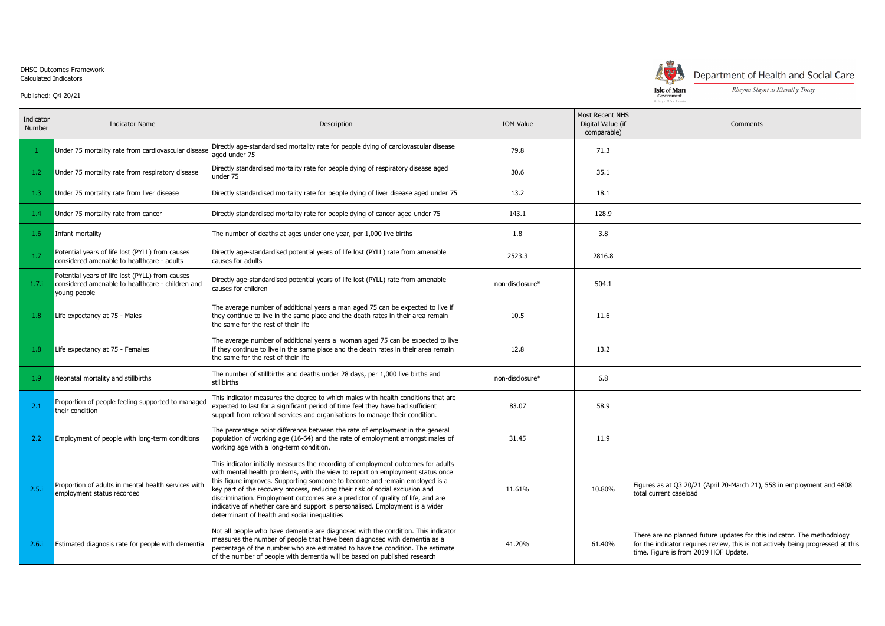DHSC Outcomes Framework
Calculated Indicators

Published: Q4 20/21

Department of Health and Social Care

*Rheynn Slaynt as Kiarail y Theay*

| Indicator Number | Indicator Name | Description | IOM Value | Most Recent NHS Digital Value (if comparable) | Comments |
|---|---|---|---|---|---|
| 1 | Under 75 mortality rate from cardiovascular disease | Directly age-standardised mortality rate for people dying of cardiovascular disease aged under 75 | 79.8 | 71.3 | |
| 1.2 | Under 75 mortality rate from respiratory disease | Directly standardised mortality rate for people dying of respiratory disease aged under 75 | 30.6 | 35.1 | |
| 1.3 | Under 75 mortality rate from liver disease | Directly standardised mortality rate for people dying of liver disease aged under 75 | 13.2 | 18.1 | |
| 1.4 | Under 75 mortality rate from cancer | Directly standardised mortality rate for people dying of cancer aged under 75 | 143.1 | 128.9 | |
| 1.6 | Infant mortality | The number of deaths at ages under one year, per 1,000 live births | 1.8 | 3.8 | |
| 1.7 | Potential years of life lost (PYLL) from causes considered amenable to healthcare - adults | Directly age-standardised potential years of life lost (PYLL) rate from amenable causes for adults | 2523.3 | 2816.8 | |
| 1.7.i | Potential years of life lost (PYLL) from causes considered amenable to healthcare - children and young people | Directly age-standardised potential years of life lost (PYLL) rate from amenable causes for children | non-disclosure* | 504.1 | |
| 1.8 | Life expectancy at 75 - Males | The average number of additional years a man aged 75 can be expected to live if they continue to live in the same place and the death rates in their area remain the same for the rest of their life | 10.5 | 11.6 | |
| 1.8 | Life expectancy at 75 - Females | The average number of additional years a woman aged 75 can be expected to live if they continue to live in the same place and the death rates in their area remain the same for the rest of their life | 12.8 | 13.2 | |
| 1.9 | Neonatal mortality and stillbirths | The number of stillbirths and deaths under 28 days, per 1,000 live births and stillbirths | non-disclosure* | 6.8 | |
| 2.1 | Proportion of people feeling supported to managed their condition | This indicator measures the degree to which males with health conditions that are expected to last for a significant period of time feel they have had sufficient support from relevant services and organisations to manage their condition. | 83.07 | 58.9 | |
| 2.2 | Employment of people with long-term conditions | The percentage point difference between the rate of employment in the general population of working age (16-64) and the rate of employment amongst males of working age with a long-term condition. | 31.45 | 11.9 | |
| 2.5.i | Proportion of adults in mental health services with employment status recorded | This indicator initially measures the recording of employment outcomes for adults with mental health problems, with the view to report on employment status once this figure improves. Supporting someone to become and remain employed is a key part of the recovery process, reducing their risk of social exclusion and discrimination. Employment outcomes are a predictor of quality of life, and are indicative of whether care and support is personalised. Employment is a wider determinant of health and social inequalities | 11.61% | 10.80% | Figures as at Q3 20/21 (April 20-March 21), 558 in employment and 4808 total current caseload |
| 2.6.i | Estimated diagnosis rate for people with dementia | Not all people who have dementia are diagnosed with the condition. This indicator measures the number of people that have been diagnosed with dementia as a percentage of the number who are estimated to have the condition. The estimate of the number of people with dementia will be based on published research | 41.20% | 61.40% | There are no planned future updates for this indicator. The methodology for the indicator requires review, this is not actively being progressed at this time. Figure is from 2019 HOF Update. |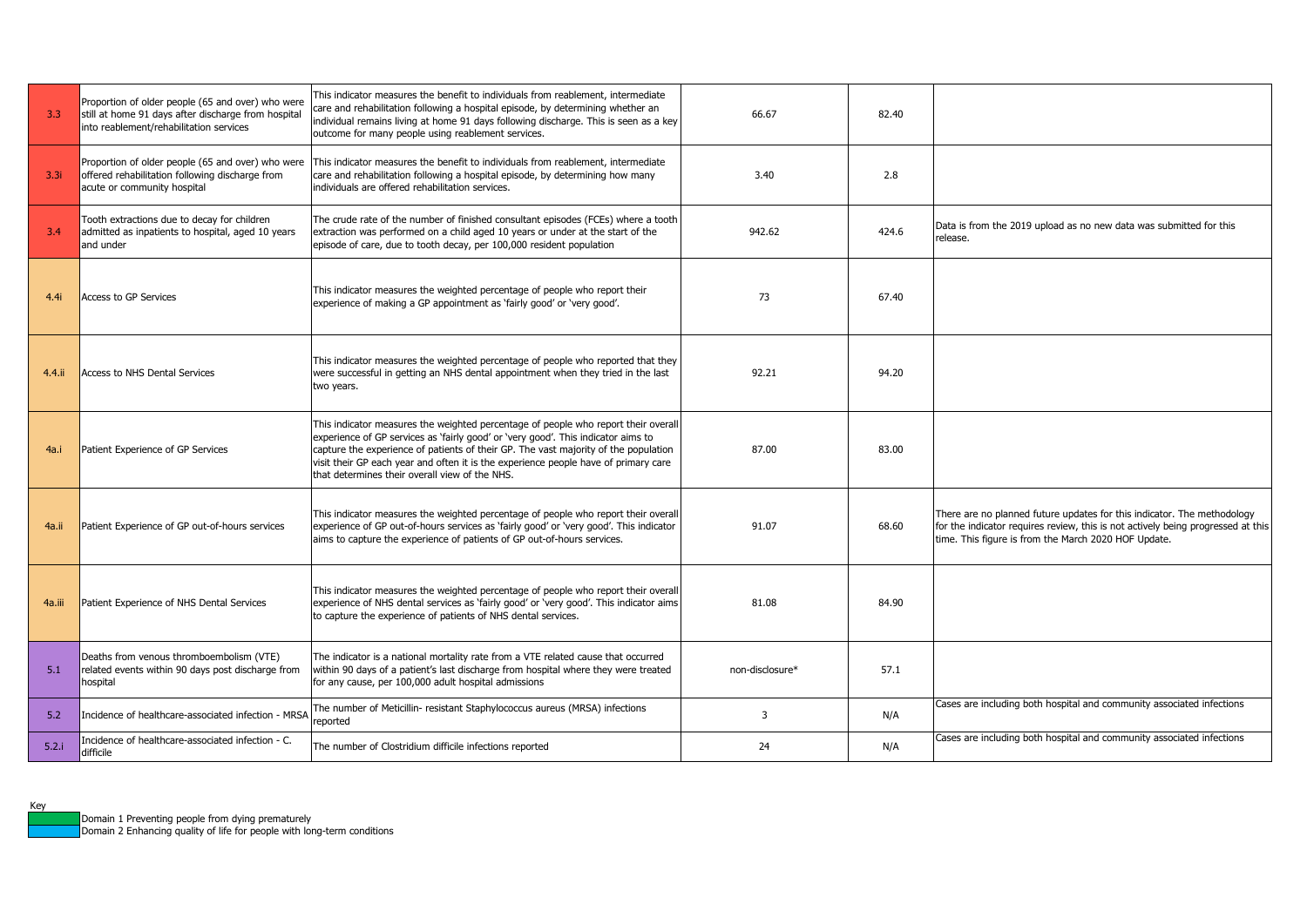| | | | | | |
|---|---|---|---|---|---|
| 3.3 | Proportion of older people (65 and over) who were still at home 91 days after discharge from hospital into reablement/rehabilitation services | This indicator measures the benefit to individuals from reablement, intermediate care and rehabilitation following a hospital episode, by determining whether an individual remains living at home 91 days following discharge. This is seen as a key outcome for many people using reablement services. | 66.67 | 82.40 | |
| 3.3i | Proportion of older people (65 and over) who were offered rehabilitation following discharge from acute or community hospital | This indicator measures the benefit to individuals from reablement, intermediate care and rehabilitation following a hospital episode, by determining how many individuals are offered rehabilitation services. | 3.40 | 2.8 | |
| 3.4 | Tooth extractions due to decay for children admitted as inpatients to hospital, aged 10 years and under | The crude rate of the number of finished consultant episodes (FCEs) where a tooth extraction was performed on a child aged 10 years or under at the start of the episode of care, due to tooth decay, per 100,000 resident population | 942.62 | 424.6 | Data is from the 2019 upload as no new data was submitted for this release. |
| 4.4i | Access to GP Services | This indicator measures the weighted percentage of people who report their experience of making a GP appointment as 'fairly good' or 'very good'. | 73 | 67.40 | |
| 4.4.ii | Access to NHS Dental Services | This indicator measures the weighted percentage of people who reported that they were successful in getting an NHS dental appointment when they tried in the last two years. | 92.21 | 94.20 | |
| 4a.i | Patient Experience of GP Services | This indicator measures the weighted percentage of people who report their overall experience of GP services as 'fairly good' or 'very good'. This indicator aims to capture the experience of patients of their GP. The vast majority of the population visit their GP each year and often it is the experience people have of primary care that determines their overall view of the NHS. | 87.00 | 83.00 | |
| 4a.ii | Patient Experience of GP out-of-hours services | This indicator measures the weighted percentage of people who report their overall experience of GP out-of-hours services as 'fairly good' or 'very good'. This indicator aims to capture the experience of patients of GP out-of-hours services. | 91.07 | 68.60 | There are no planned future updates for this indicator. The methodology for the indicator requires review, this is not actively being progressed at this time. This figure is from the March 2020 HOF Update. |
| 4a.iii | Patient Experience of NHS Dental Services | This indicator measures the weighted percentage of people who report their overall experience of NHS dental services as 'fairly good' or 'very good'. This indicator aims to capture the experience of patients of NHS dental services. | 81.08 | 84.90 | |
| 5.1 | Deaths from venous thromboembolism (VTE) related events within 90 days post discharge from hospital | The indicator is a national mortality rate from a VTE related cause that occurred within 90 days of a patient's last discharge from hospital where they were treated for any cause, per 100,000 adult hospital admissions | non-disclosure* | 57.1 | |
| 5.2 | Incidence of healthcare-associated infection - MRSA | The number of Meticillin- resistant Staphylococcus aureus (MRSA) infections reported | 3 | N/A | Cases are including both hospital and community associated infections |
| 5.2.i | Incidence of healthcare-associated infection - C. difficile | The number of Clostridium difficile infections reported | 24 | N/A | Cases are including both hospital and community associated infections |

Key

- Domain 1 Preventing people from dying prematurely
- Domain 2 Enhancing quality of life for people with long-term conditions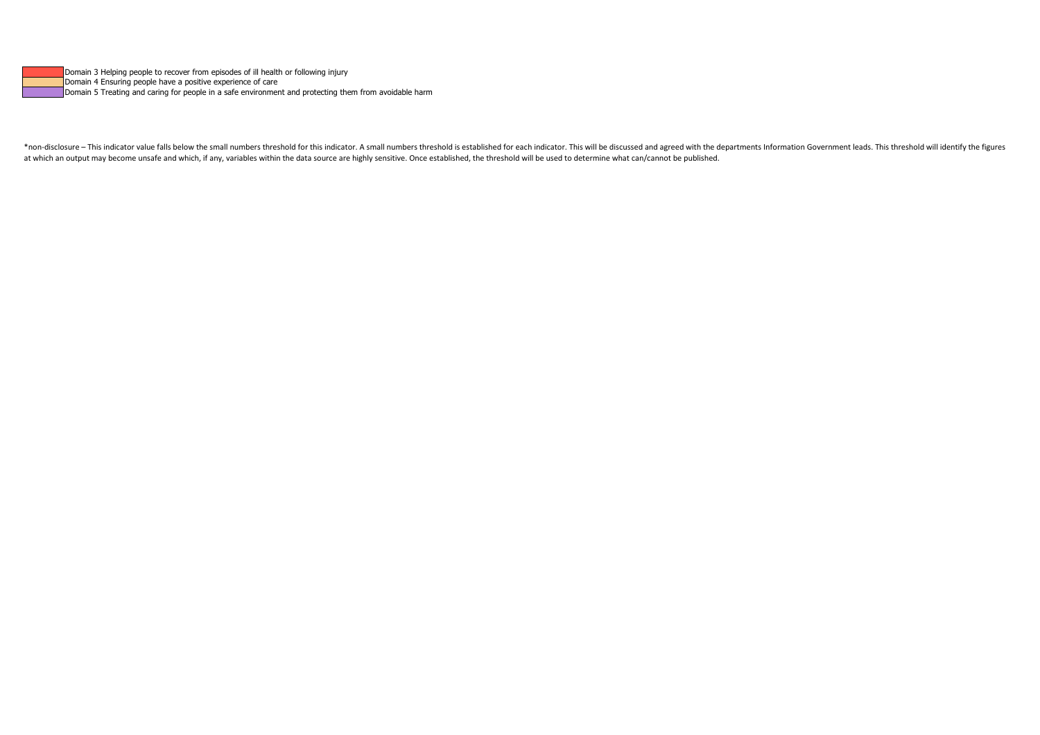Domain 3 Helping people to recover from episodes of ill health or following injury

Domain 4 Ensuring people have a positive experience of care

Domain 5 Treating and caring for people in a safe environment and protecting them from avoidable harm

*non-disclosure – This indicator value falls below the small numbers threshold for this indicator. A small numbers threshold is established for each indicator. This will be discussed and agreed with the departments Information Government leads. This threshold will identify the figures at which an output may become unsafe and which, if any, variables within the data source are highly sensitive. Once established, the threshold will be used to determine what can/cannot be published.